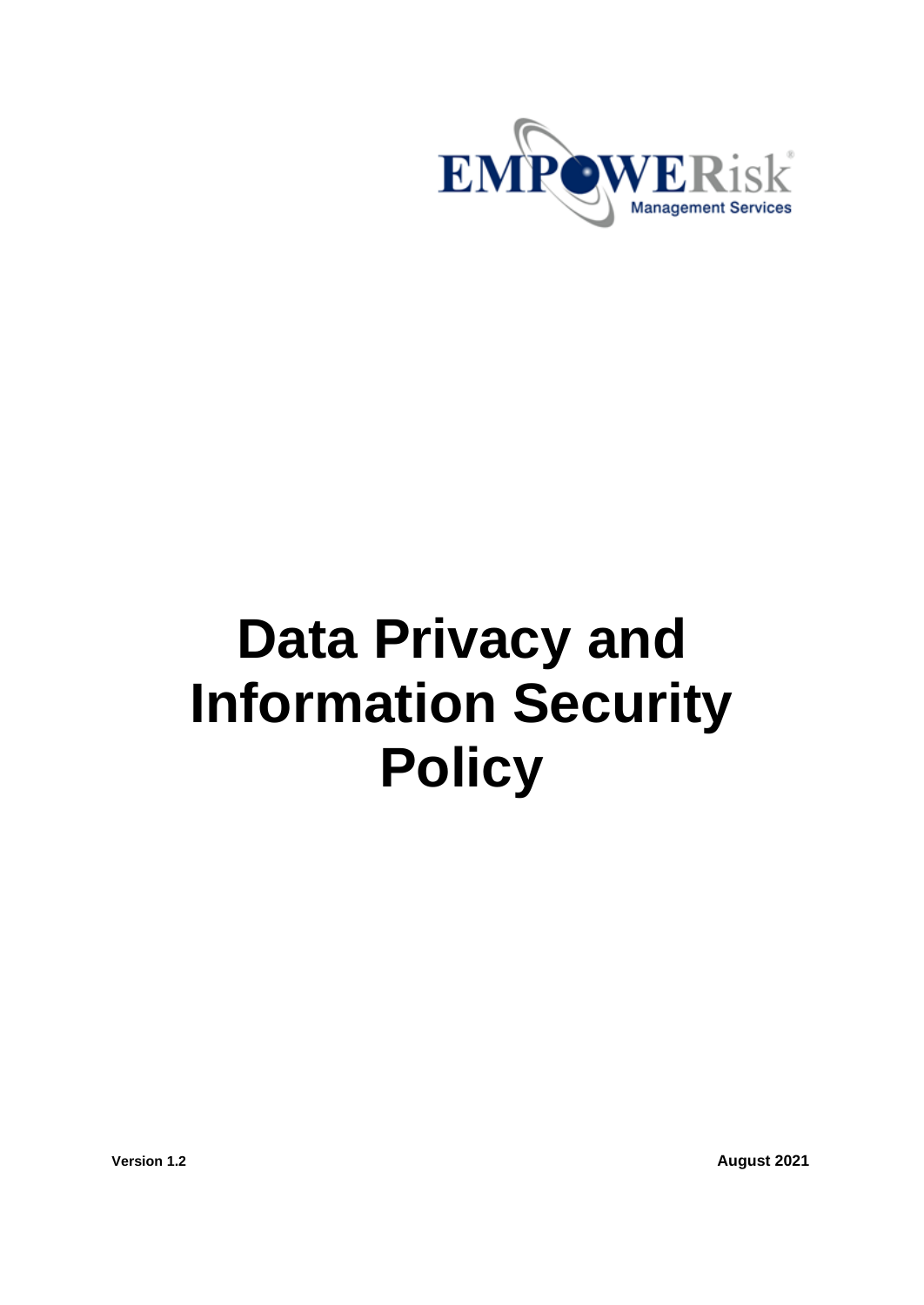EMPOWERisk Management Services

# Data Privacy and Information Security Policy

**Version 1.2** **August 2021**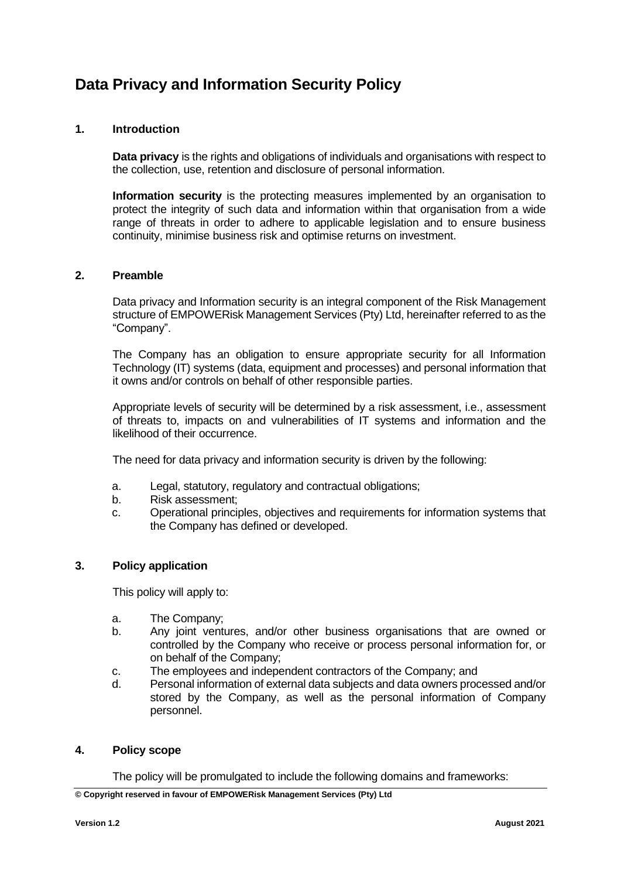# Data Privacy and Information Security Policy

## 1. Introduction

**Data privacy** is the rights and obligations of individuals and organisations with respect to the collection, use, retention and disclosure of personal information.

**Information security** is the protecting measures implemented by an organisation to protect the integrity of such data and information within that organisation from a wide range of threats in order to adhere to applicable legislation and to ensure business continuity, minimise business risk and optimise returns on investment.

## 2. Preamble

Data privacy and Information security is an integral component of the Risk Management structure of EMPOWERisk Management Services (Pty) Ltd, hereinafter referred to as the "Company".

The Company has an obligation to ensure appropriate security for all Information Technology (IT) systems (data, equipment and processes) and personal information that it owns and/or controls on behalf of other responsible parties.

Appropriate levels of security will be determined by a risk assessment, i.e., assessment of threats to, impacts on and vulnerabilities of IT systems and information and the likelihood of their occurrence.

The need for data privacy and information security is driven by the following:

a. Legal, statutory, regulatory and contractual obligations;
b. Risk assessment;
c. Operational principles, objectives and requirements for information systems that the Company has defined or developed.

## 3. Policy application

This policy will apply to:

a. The Company;
b. Any joint ventures, and/or other business organisations that are owned or controlled by the Company who receive or process personal information for, or on behalf of the Company;
c. The employees and independent contractors of the Company; and
d. Personal information of external data subjects and data owners processed and/or stored by the Company, as well as the personal information of Company personnel.

## 4. Policy scope

The policy will be promulgated to include the following domains and frameworks: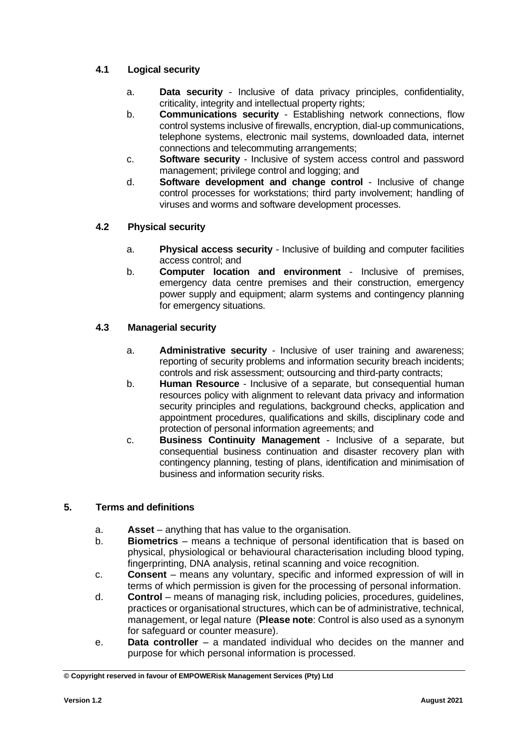### 4.1 Logical security

a. **Data security** - Inclusive of data privacy principles, confidentiality, criticality, integrity and intellectual property rights;
b. **Communications security** - Establishing network connections, flow control systems inclusive of firewalls, encryption, dial-up communications, telephone systems, electronic mail systems, downloaded data, internet connections and telecommuting arrangements;
c. **Software security** - Inclusive of system access control and password management; privilege control and logging; and
d. **Software development and change control** - Inclusive of change control processes for workstations; third party involvement; handling of viruses and worms and software development processes.

### 4.2 Physical security

a. **Physical access security** - Inclusive of building and computer facilities access control; and
b. **Computer location and environment** - Inclusive of premises, emergency data centre premises and their construction, emergency power supply and equipment; alarm systems and contingency planning for emergency situations.

### 4.3 Managerial security

a. **Administrative security** - Inclusive of user training and awareness; reporting of security problems and information security breach incidents; controls and risk assessment; outsourcing and third-party contracts;
b. **Human Resource** - Inclusive of a separate, but consequential human resources policy with alignment to relevant data privacy and information security principles and regulations, background checks, application and appointment procedures, qualifications and skills, disciplinary code and protection of personal information agreements; and
c. **Business Continuity Management** - Inclusive of a separate, but consequential business continuation and disaster recovery plan with contingency planning, testing of plans, identification and minimisation of business and information security risks.

## 5. Terms and definitions

a. **Asset** – anything that has value to the organisation.
b. **Biometrics** – means a technique of personal identification that is based on physical, physiological or behavioural characterisation including blood typing, fingerprinting, DNA analysis, retinal scanning and voice recognition.
c. **Consent** – means any voluntary, specific and informed expression of will in terms of which permission is given for the processing of personal information.
d. **Control** – means of managing risk, including policies, procedures, guidelines, practices or organisational structures, which can be of administrative, technical, management, or legal nature (**Please note**: Control is also used as a synonym for safeguard or counter measure).
e. **Data controller** – a mandated individual who decides on the manner and purpose for which personal information is processed.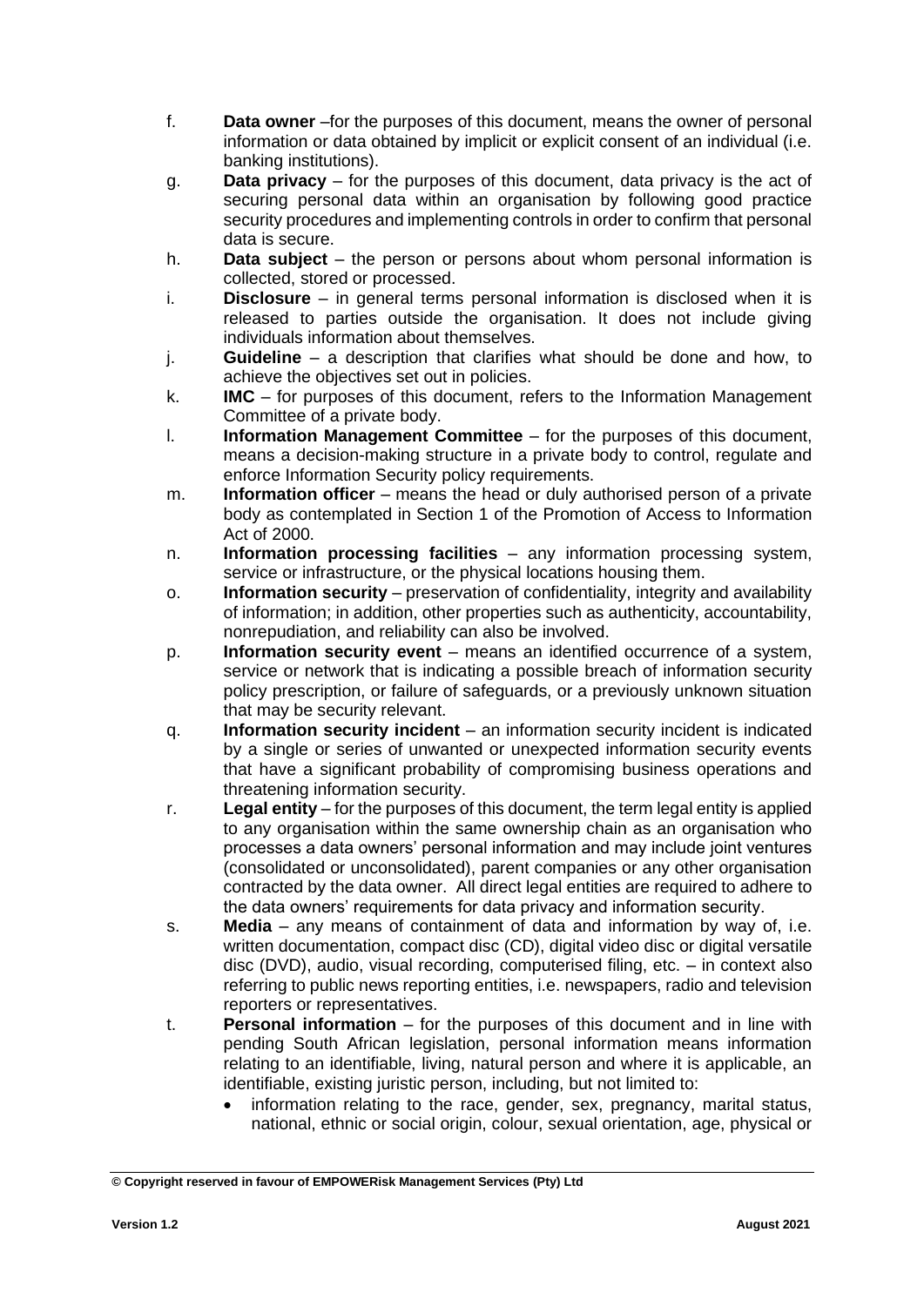f. **Data owner** –for the purposes of this document, means the owner of personal information or data obtained by implicit or explicit consent of an individual (i.e. banking institutions).

g. **Data privacy** – for the purposes of this document, data privacy is the act of securing personal data within an organisation by following good practice security procedures and implementing controls in order to confirm that personal data is secure.

h. **Data subject** – the person or persons about whom personal information is collected, stored or processed.

i. **Disclosure** – in general terms personal information is disclosed when it is released to parties outside the organisation. It does not include giving individuals information about themselves.

j. **Guideline** – a description that clarifies what should be done and how, to achieve the objectives set out in policies.

k. **IMC** – for purposes of this document, refers to the Information Management Committee of a private body.

l. **Information Management Committee** – for the purposes of this document, means a decision-making structure in a private body to control, regulate and enforce Information Security policy requirements.

m. **Information officer** – means the head or duly authorised person of a private body as contemplated in Section 1 of the Promotion of Access to Information Act of 2000.

n. **Information processing facilities** – any information processing system, service or infrastructure, or the physical locations housing them.

o. **Information security** – preservation of confidentiality, integrity and availability of information; in addition, other properties such as authenticity, accountability, nonrepudiation, and reliability can also be involved.

p. **Information security event** – means an identified occurrence of a system, service or network that is indicating a possible breach of information security policy prescription, or failure of safeguards, or a previously unknown situation that may be security relevant.

q. **Information security incident** – an information security incident is indicated by a single or series of unwanted or unexpected information security events that have a significant probability of compromising business operations and threatening information security.

r. **Legal entity** – for the purposes of this document, the term legal entity is applied to any organisation within the same ownership chain as an organisation who processes a data owners' personal information and may include joint ventures (consolidated or unconsolidated), parent companies or any other organisation contracted by the data owner. All direct legal entities are required to adhere to the data owners' requirements for data privacy and information security.

s. **Media** – any means of containment of data and information by way of, i.e. written documentation, compact disc (CD), digital video disc or digital versatile disc (DVD), audio, visual recording, computerised filing, etc. – in context also referring to public news reporting entities, i.e. newspapers, radio and television reporters or representatives.

t. **Personal information** – for the purposes of this document and in line with pending South African legislation, personal information means information relating to an identifiable, living, natural person and where it is applicable, an identifiable, existing juristic person, including, but not limited to:

- information relating to the race, gender, sex, pregnancy, marital status, national, ethnic or social origin, colour, sexual orientation, age, physical or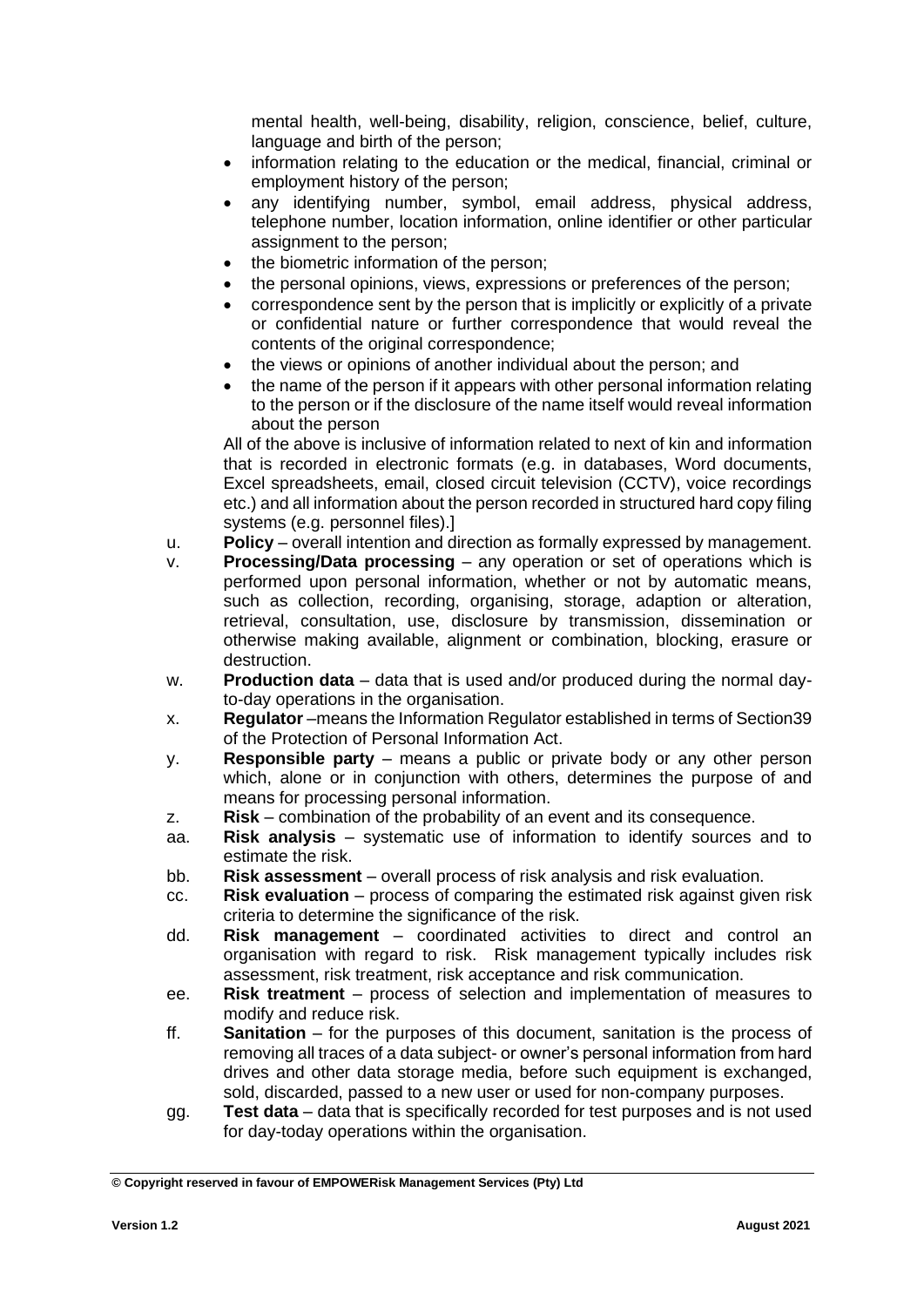mental health, well-being, disability, religion, conscience, belief, culture, language and birth of the person;

- information relating to the education or the medical, financial, criminal or employment history of the person;
- any identifying number, symbol, email address, physical address, telephone number, location information, online identifier or other particular assignment to the person;
- the biometric information of the person;
- the personal opinions, views, expressions or preferences of the person;
- correspondence sent by the person that is implicitly or explicitly of a private or confidential nature or further correspondence that would reveal the contents of the original correspondence;
- the views or opinions of another individual about the person; and
- the name of the person if it appears with other personal information relating to the person or if the disclosure of the name itself would reveal information about the person

All of the above is inclusive of information related to next of kin and information that is recorded in electronic formats (e.g. in databases, Word documents, Excel spreadsheets, email, closed circuit television (CCTV), voice recordings etc.) and all information about the person recorded in structured hard copy filing systems (e.g. personnel files).]

u. **Policy** – overall intention and direction as formally expressed by management.

v. **Processing/Data processing** – any operation or set of operations which is performed upon personal information, whether or not by automatic means, such as collection, recording, organising, storage, adaption or alteration, retrieval, consultation, use, disclosure by transmission, dissemination or otherwise making available, alignment or combination, blocking, erasure or destruction.

w. **Production data** – data that is used and/or produced during the normal day-to-day operations in the organisation.

x. **Regulator** –means the Information Regulator established in terms of Section39 of the Protection of Personal Information Act.

y. **Responsible party** – means a public or private body or any other person which, alone or in conjunction with others, determines the purpose of and means for processing personal information.

z. **Risk** – combination of the probability of an event and its consequence.

aa. **Risk analysis** – systematic use of information to identify sources and to estimate the risk.

bb. **Risk assessment** – overall process of risk analysis and risk evaluation.

cc. **Risk evaluation** – process of comparing the estimated risk against given risk criteria to determine the significance of the risk.

dd. **Risk management** – coordinated activities to direct and control an organisation with regard to risk. Risk management typically includes risk assessment, risk treatment, risk acceptance and risk communication.

ee. **Risk treatment** – process of selection and implementation of measures to modify and reduce risk.

ff. **Sanitation** – for the purposes of this document, sanitation is the process of removing all traces of a data subject- or owner's personal information from hard drives and other data storage media, before such equipment is exchanged, sold, discarded, passed to a new user or used for non-company purposes.

gg. **Test data** – data that is specifically recorded for test purposes and is not used for day-today operations within the organisation.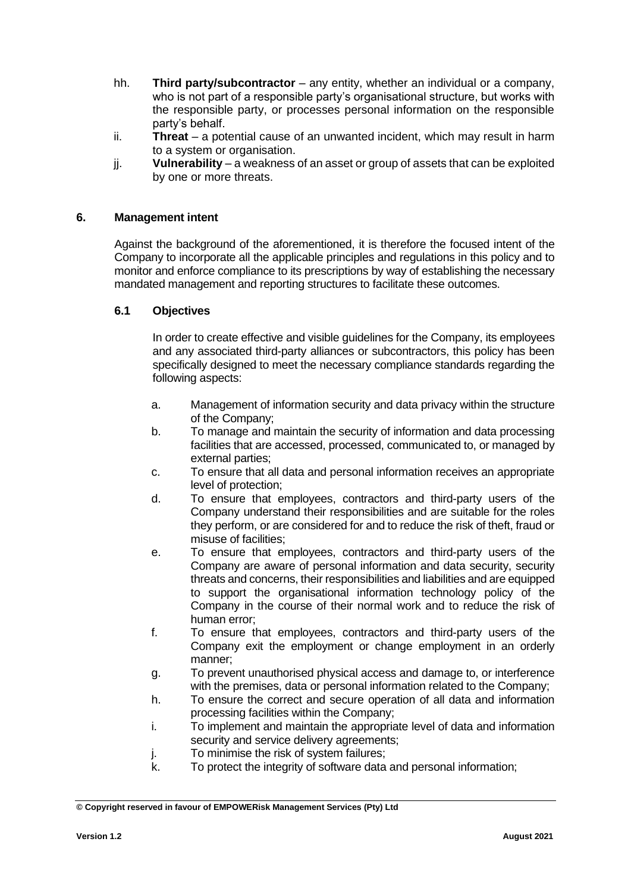hh. **Third party/subcontractor** – any entity, whether an individual or a company, who is not part of a responsible party's organisational structure, but works with the responsible party, or processes personal information on the responsible party's behalf.

ii. **Threat** – a potential cause of an unwanted incident, which may result in harm to a system or organisation.

jj. **Vulnerability** – a weakness of an asset or group of assets that can be exploited by one or more threats.

## 6. Management intent

Against the background of the aforementioned, it is therefore the focused intent of the Company to incorporate all the applicable principles and regulations in this policy and to monitor and enforce compliance to its prescriptions by way of establishing the necessary mandated management and reporting structures to facilitate these outcomes.

### 6.1 Objectives

In order to create effective and visible guidelines for the Company, its employees and any associated third-party alliances or subcontractors, this policy has been specifically designed to meet the necessary compliance standards regarding the following aspects:

a. Management of information security and data privacy within the structure of the Company;

b. To manage and maintain the security of information and data processing facilities that are accessed, processed, communicated to, or managed by external parties;

c. To ensure that all data and personal information receives an appropriate level of protection;

d. To ensure that employees, contractors and third-party users of the Company understand their responsibilities and are suitable for the roles they perform, or are considered for and to reduce the risk of theft, fraud or misuse of facilities;

e. To ensure that employees, contractors and third-party users of the Company are aware of personal information and data security, security threats and concerns, their responsibilities and liabilities and are equipped to support the organisational information technology policy of the Company in the course of their normal work and to reduce the risk of human error;

f. To ensure that employees, contractors and third-party users of the Company exit the employment or change employment in an orderly manner;

g. To prevent unauthorised physical access and damage to, or interference with the premises, data or personal information related to the Company;

h. To ensure the correct and secure operation of all data and information processing facilities within the Company;

i. To implement and maintain the appropriate level of data and information security and service delivery agreements;

j. To minimise the risk of system failures;

k. To protect the integrity of software data and personal information;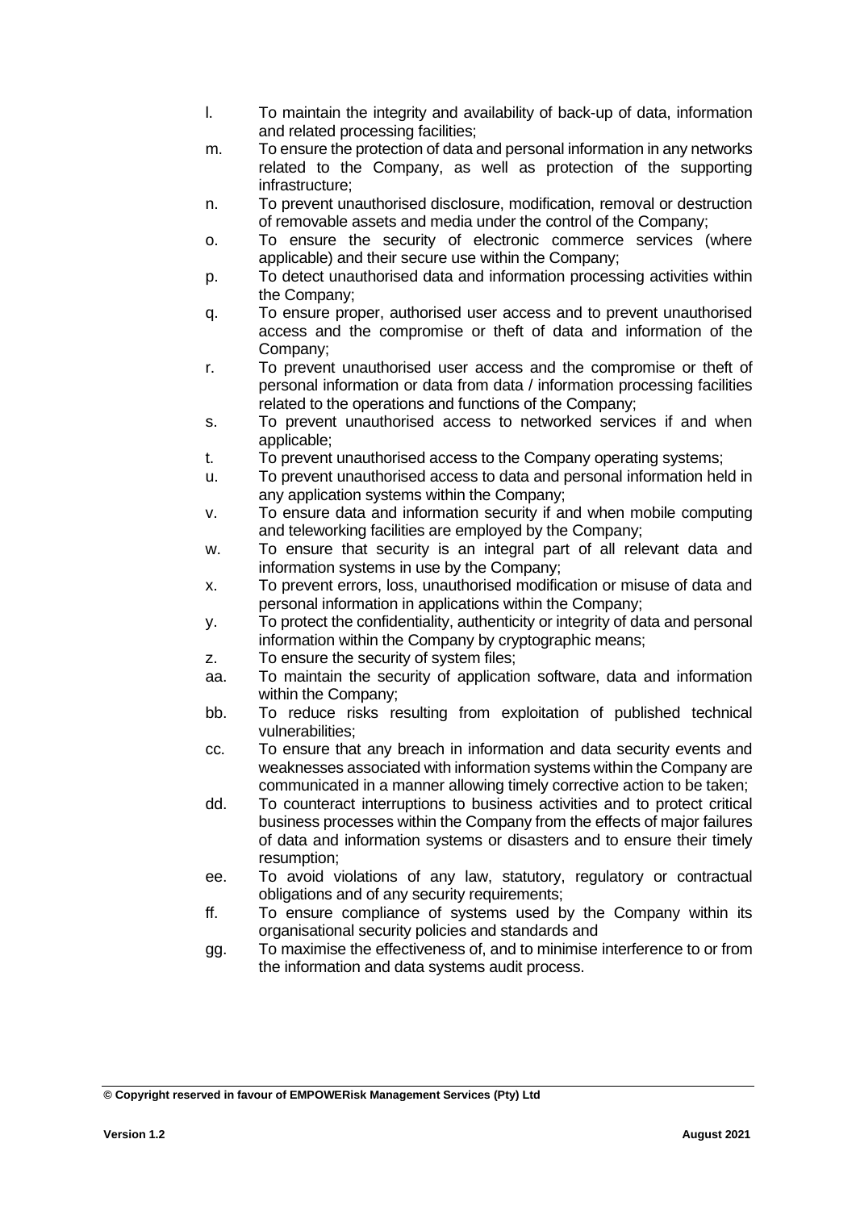l. To maintain the integrity and availability of back-up of data, information and related processing facilities;

m. To ensure the protection of data and personal information in any networks related to the Company, as well as protection of the supporting infrastructure;

n. To prevent unauthorised disclosure, modification, removal or destruction of removable assets and media under the control of the Company;

o. To ensure the security of electronic commerce services (where applicable) and their secure use within the Company;

p. To detect unauthorised data and information processing activities within the Company;

q. To ensure proper, authorised user access and to prevent unauthorised access and the compromise or theft of data and information of the Company;

r. To prevent unauthorised user access and the compromise or theft of personal information or data from data / information processing facilities related to the operations and functions of the Company;

s. To prevent unauthorised access to networked services if and when applicable;

t. To prevent unauthorised access to the Company operating systems;

u. To prevent unauthorised access to data and personal information held in any application systems within the Company;

v. To ensure data and information security if and when mobile computing and teleworking facilities are employed by the Company;

w. To ensure that security is an integral part of all relevant data and information systems in use by the Company;

x. To prevent errors, loss, unauthorised modification or misuse of data and personal information in applications within the Company;

y. To protect the confidentiality, authenticity or integrity of data and personal information within the Company by cryptographic means;

z. To ensure the security of system files;

aa. To maintain the security of application software, data and information within the Company;

bb. To reduce risks resulting from exploitation of published technical vulnerabilities;

cc. To ensure that any breach in information and data security events and weaknesses associated with information systems within the Company are communicated in a manner allowing timely corrective action to be taken;

dd. To counteract interruptions to business activities and to protect critical business processes within the Company from the effects of major failures of data and information systems or disasters and to ensure their timely resumption;

ee. To avoid violations of any law, statutory, regulatory or contractual obligations and of any security requirements;

ff. To ensure compliance of systems used by the Company within its organisational security policies and standards and

gg. To maximise the effectiveness of, and to minimise interference to or from the information and data systems audit process.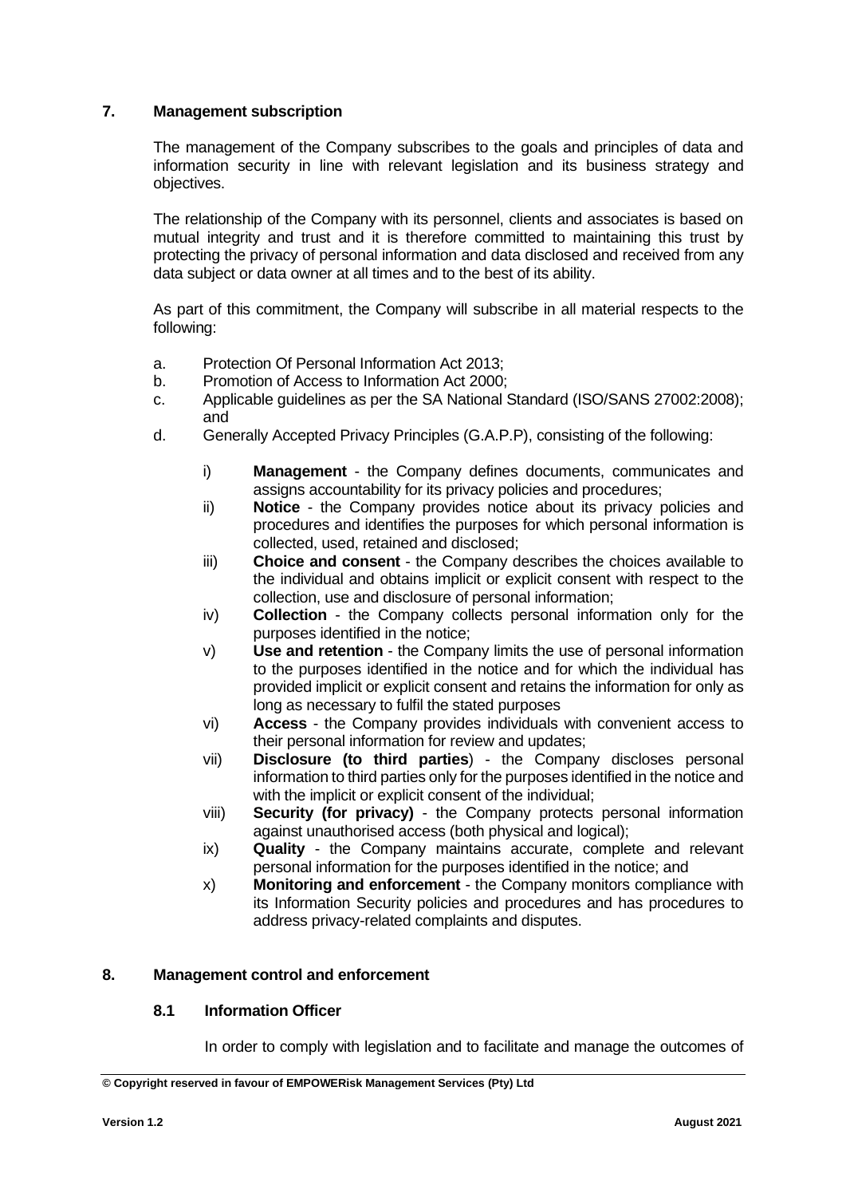## 7. Management subscription

The management of the Company subscribes to the goals and principles of data and information security in line with relevant legislation and its business strategy and objectives.

The relationship of the Company with its personnel, clients and associates is based on mutual integrity and trust and it is therefore committed to maintaining this trust by protecting the privacy of personal information and data disclosed and received from any data subject or data owner at all times and to the best of its ability.

As part of this commitment, the Company will subscribe in all material respects to the following:

a. Protection Of Personal Information Act 2013;
b. Promotion of Access to Information Act 2000;
c. Applicable guidelines as per the SA National Standard (ISO/SANS 27002:2008); and
d. Generally Accepted Privacy Principles (G.A.P.P), consisting of the following:

   i) **Management** - the Company defines documents, communicates and assigns accountability for its privacy policies and procedures;
   ii) **Notice** - the Company provides notice about its privacy policies and procedures and identifies the purposes for which personal information is collected, used, retained and disclosed;
   iii) **Choice and consent** - the Company describes the choices available to the individual and obtains implicit or explicit consent with respect to the collection, use and disclosure of personal information;
   iv) **Collection** - the Company collects personal information only for the purposes identified in the notice;
   v) **Use and retention** - the Company limits the use of personal information to the purposes identified in the notice and for which the individual has provided implicit or explicit consent and retains the information for only as long as necessary to fulfil the stated purposes
   vi) **Access** - the Company provides individuals with convenient access to their personal information for review and updates;
   vii) **Disclosure (to third parties**) - the Company discloses personal information to third parties only for the purposes identified in the notice and with the implicit or explicit consent of the individual;
   viii) **Security (for privacy)** - the Company protects personal information against unauthorised access (both physical and logical);
   ix) **Quality** - the Company maintains accurate, complete and relevant personal information for the purposes identified in the notice; and
   x) **Monitoring and enforcement** - the Company monitors compliance with its Information Security policies and procedures and has procedures to address privacy-related complaints and disputes.

## 8. Management control and enforcement

### 8.1 Information Officer

In order to comply with legislation and to facilitate and manage the outcomes of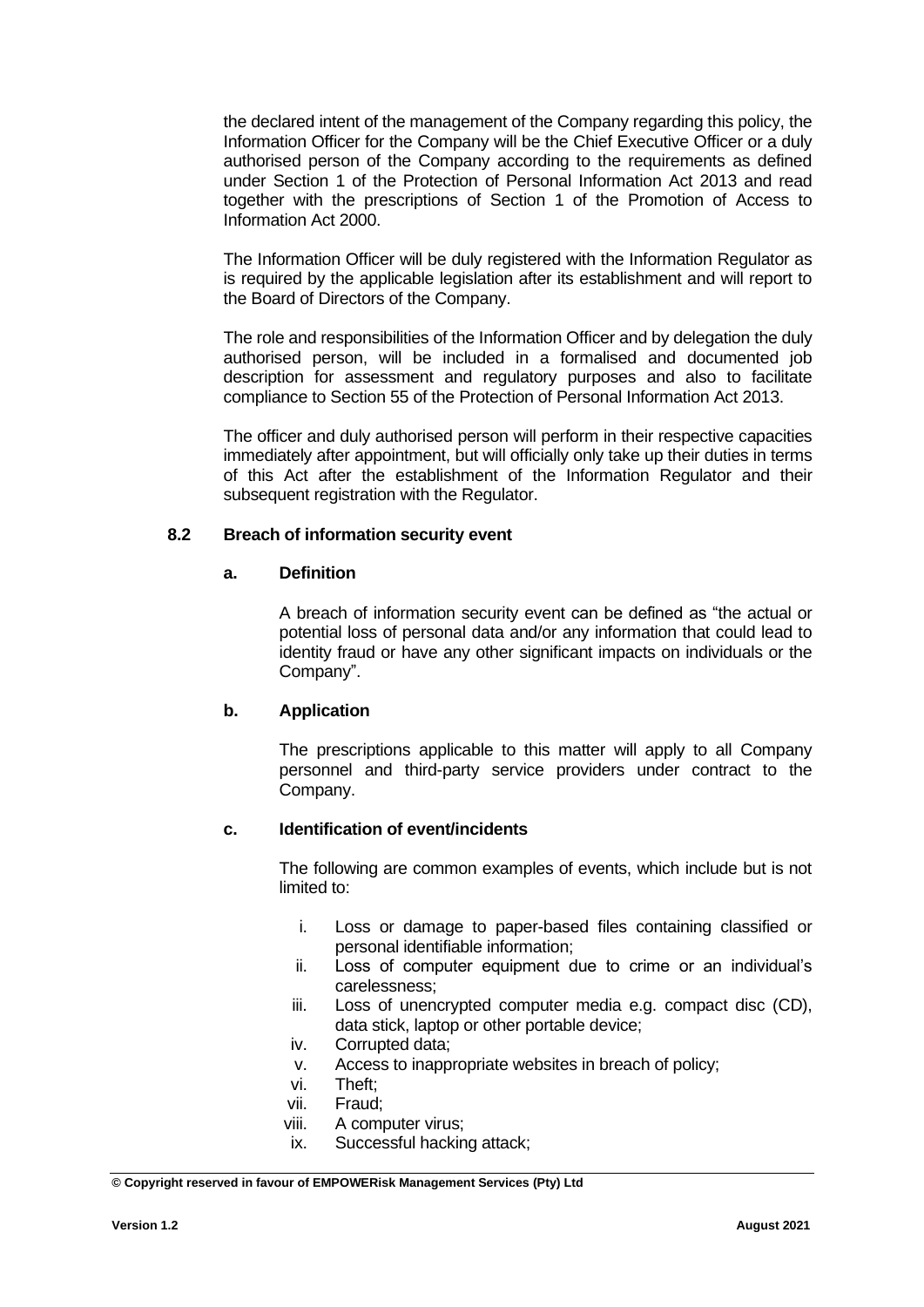the declared intent of the management of the Company regarding this policy, the Information Officer for the Company will be the Chief Executive Officer or a duly authorised person of the Company according to the requirements as defined under Section 1 of the Protection of Personal Information Act 2013 and read together with the prescriptions of Section 1 of the Promotion of Access to Information Act 2000.

The Information Officer will be duly registered with the Information Regulator as is required by the applicable legislation after its establishment and will report to the Board of Directors of the Company.

The role and responsibilities of the Information Officer and by delegation the duly authorised person, will be included in a formalised and documented job description for assessment and regulatory purposes and also to facilitate compliance to Section 55 of the Protection of Personal Information Act 2013.

The officer and duly authorised person will perform in their respective capacities immediately after appointment, but will officially only take up their duties in terms of this Act after the establishment of the Information Regulator and their subsequent registration with the Regulator.

### 8.2 Breach of information security event

#### a. Definition

A breach of information security event can be defined as "the actual or potential loss of personal data and/or any information that could lead to identity fraud or have any other significant impacts on individuals or the Company".

#### b. Application

The prescriptions applicable to this matter will apply to all Company personnel and third-party service providers under contract to the Company.

#### c. Identification of event/incidents

The following are common examples of events, which include but is not limited to:

i. Loss or damage to paper-based files containing classified or personal identifiable information;
ii. Loss of computer equipment due to crime or an individual's carelessness;
iii. Loss of unencrypted computer media e.g. compact disc (CD), data stick, laptop or other portable device;
iv. Corrupted data;
v. Access to inappropriate websites in breach of policy;
vi. Theft;
vii. Fraud;
viii. A computer virus;
ix. Successful hacking attack;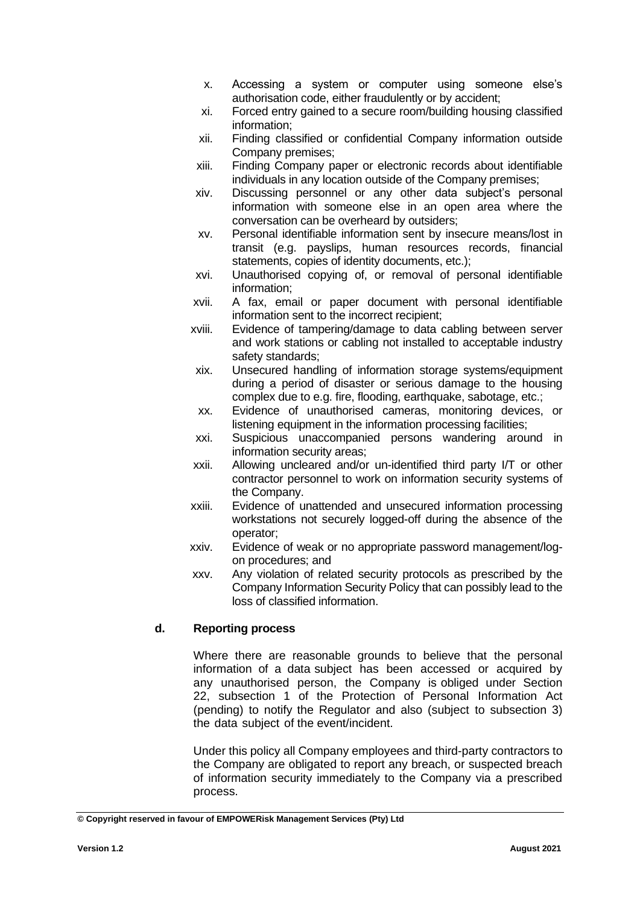x. Accessing a system or computer using someone else's authorisation code, either fraudulently or by accident;
xi. Forced entry gained to a secure room/building housing classified information;
xii. Finding classified or confidential Company information outside Company premises;
xiii. Finding Company paper or electronic records about identifiable individuals in any location outside of the Company premises;
xiv. Discussing personnel or any other data subject's personal information with someone else in an open area where the conversation can be overheard by outsiders;
xv. Personal identifiable information sent by insecure means/lost in transit (e.g. payslips, human resources records, financial statements, copies of identity documents, etc.);
xvi. Unauthorised copying of, or removal of personal identifiable information;
xvii. A fax, email or paper document with personal identifiable information sent to the incorrect recipient;
xviii. Evidence of tampering/damage to data cabling between server and work stations or cabling not installed to acceptable industry safety standards;
xix. Unsecured handling of information storage systems/equipment during a period of disaster or serious damage to the housing complex due to e.g. fire, flooding, earthquake, sabotage, etc.;
xx. Evidence of unauthorised cameras, monitoring devices, or listening equipment in the information processing facilities;
xxi. Suspicious unaccompanied persons wandering around in information security areas;
xxii. Allowing uncleared and/or un-identified third party I/T or other contractor personnel to work on information security systems of the Company.
xxiii. Evidence of unattended and unsecured information processing workstations not securely logged-off during the absence of the operator;
xxiv. Evidence of weak or no appropriate password management/log-on procedures; and
xxv. Any violation of related security protocols as prescribed by the Company Information Security Policy that can possibly lead to the loss of classified information.

### d. Reporting process

Where there are reasonable grounds to believe that the personal information of a data subject has been accessed or acquired by any unauthorised person, the Company is obliged under Section 22, subsection 1 of the Protection of Personal Information Act (pending) to notify the Regulator and also (subject to subsection 3) the data subject of the event/incident.

Under this policy all Company employees and third-party contractors to the Company are obligated to report any breach, or suspected breach of information security immediately to the Company via a prescribed process.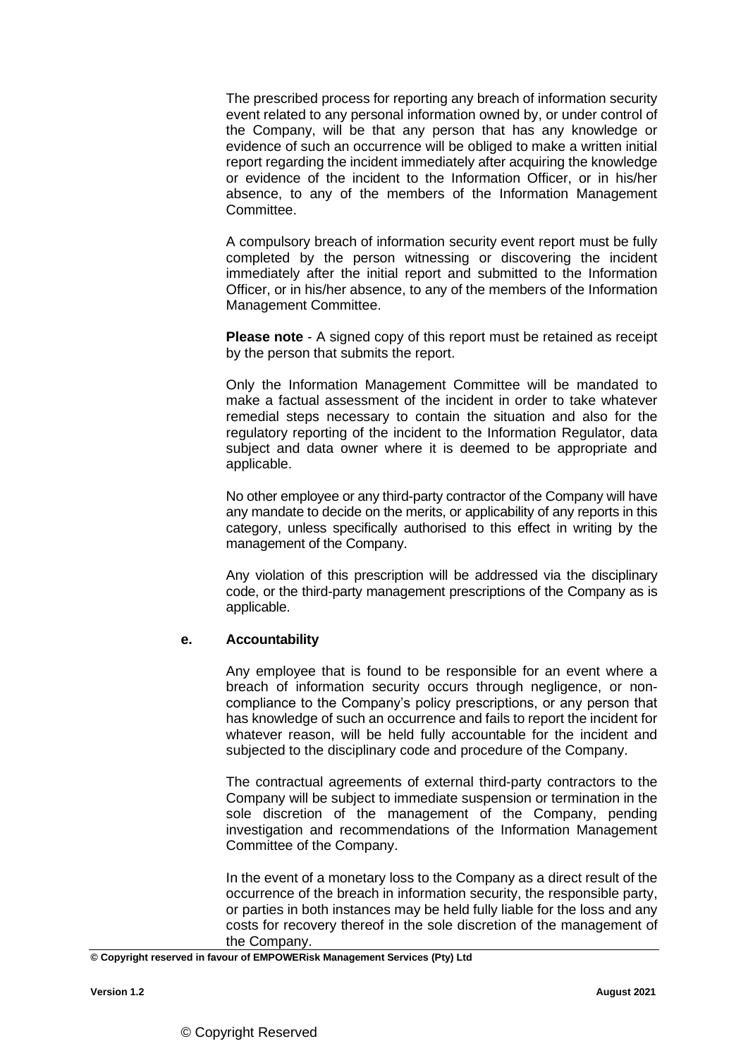The prescribed process for reporting any breach of information security event related to any personal information owned by, or under control of the Company, will be that any person that has any knowledge or evidence of such an occurrence will be obliged to make a written initial report regarding the incident immediately after acquiring the knowledge or evidence of the incident to the Information Officer, or in his/her absence, to any of the members of the Information Management Committee.

A compulsory breach of information security event report must be fully completed by the person witnessing or discovering the incident immediately after the initial report and submitted to the Information Officer, or in his/her absence, to any of the members of the Information Management Committee.

**Please note** - A signed copy of this report must be retained as receipt by the person that submits the report.

Only the Information Management Committee will be mandated to make a factual assessment of the incident in order to take whatever remedial steps necessary to contain the situation and also for the regulatory reporting of the incident to the Information Regulator, data subject and data owner where it is deemed to be appropriate and applicable.

No other employee or any third-party contractor of the Company will have any mandate to decide on the merits, or applicability of any reports in this category, unless specifically authorised to this effect in writing by the management of the Company.

Any violation of this prescription will be addressed via the disciplinary code, or the third-party management prescriptions of the Company as is applicable.

**e. Accountability**

Any employee that is found to be responsible for an event where a breach of information security occurs through negligence, or non-compliance to the Company's policy prescriptions, or any person that has knowledge of such an occurrence and fails to report the incident for whatever reason, will be held fully accountable for the incident and subjected to the disciplinary code and procedure of the Company.

The contractual agreements of external third-party contractors to the Company will be subject to immediate suspension or termination in the sole discretion of the management of the Company, pending investigation and recommendations of the Information Management Committee of the Company.

In the event of a monetary loss to the Company as a direct result of the occurrence of the breach in information security, the responsible party, or parties in both instances may be held fully liable for the loss and any costs for recovery thereof in the sole discretion of the management of the Company.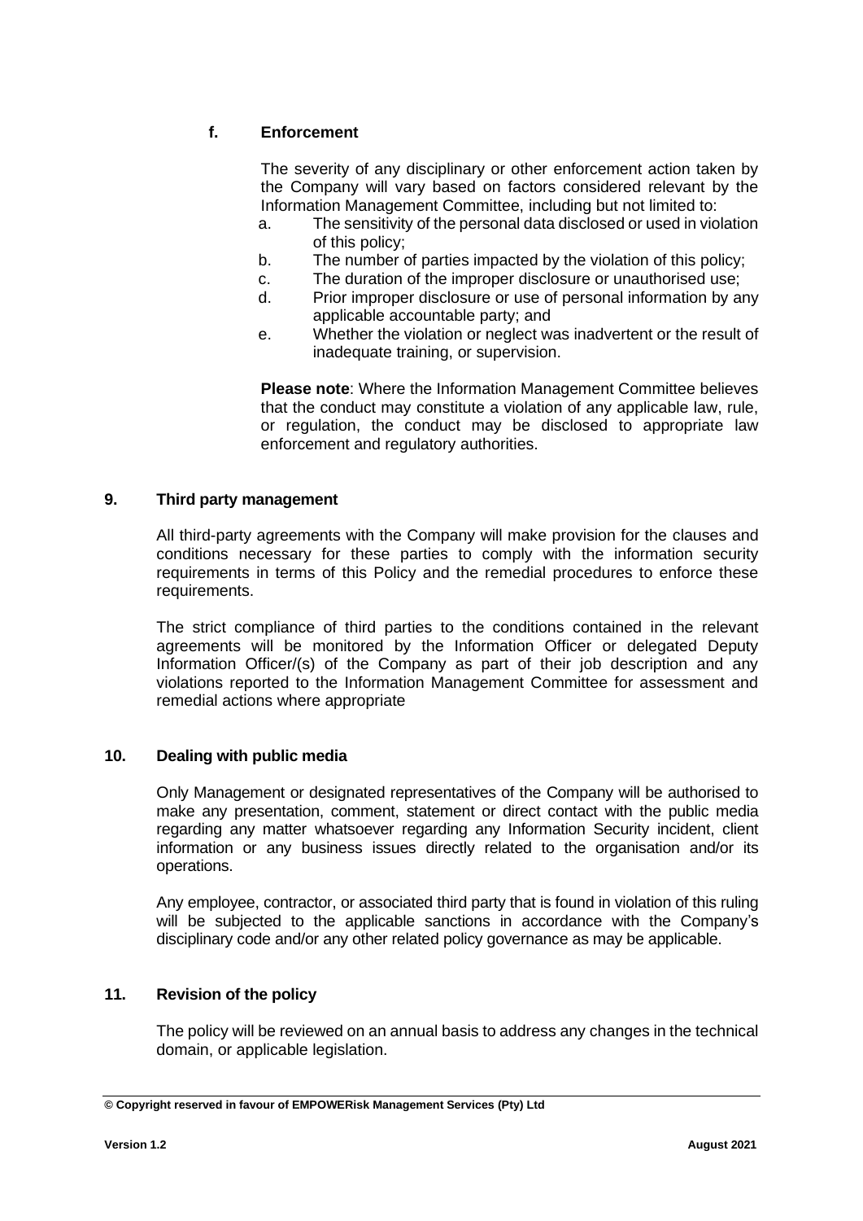#### f. Enforcement

The severity of any disciplinary or other enforcement action taken by the Company will vary based on factors considered relevant by the Information Management Committee, including but not limited to:

a. The sensitivity of the personal data disclosed or used in violation of this policy;
b. The number of parties impacted by the violation of this policy;
c. The duration of the improper disclosure or unauthorised use;
d. Prior improper disclosure or use of personal information by any applicable accountable party; and
e. Whether the violation or neglect was inadvertent or the result of inadequate training, or supervision.

**Please note**: Where the Information Management Committee believes that the conduct may constitute a violation of any applicable law, rule, or regulation, the conduct may be disclosed to appropriate law enforcement and regulatory authorities.

## 9. Third party management

All third-party agreements with the Company will make provision for the clauses and conditions necessary for these parties to comply with the information security requirements in terms of this Policy and the remedial procedures to enforce these requirements.

The strict compliance of third parties to the conditions contained in the relevant agreements will be monitored by the Information Officer or delegated Deputy Information Officer/(s) of the Company as part of their job description and any violations reported to the Information Management Committee for assessment and remedial actions where appropriate

## 10. Dealing with public media

Only Management or designated representatives of the Company will be authorised to make any presentation, comment, statement or direct contact with the public media regarding any matter whatsoever regarding any Information Security incident, client information or any business issues directly related to the organisation and/or its operations.

Any employee, contractor, or associated third party that is found in violation of this ruling will be subjected to the applicable sanctions in accordance with the Company's disciplinary code and/or any other related policy governance as may be applicable.

## 11. Revision of the policy

The policy will be reviewed on an annual basis to address any changes in the technical domain, or applicable legislation.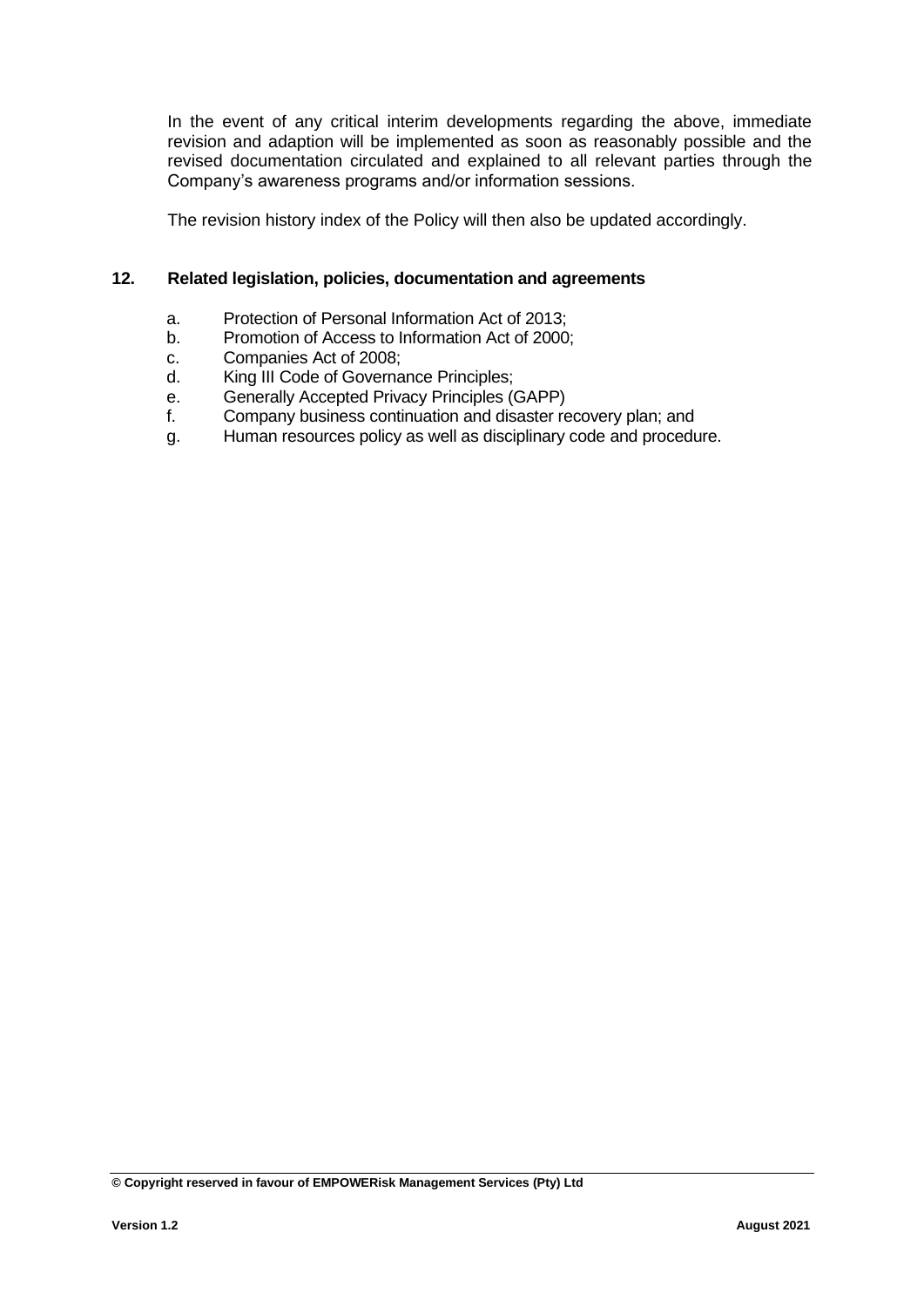In the event of any critical interim developments regarding the above, immediate revision and adaption will be implemented as soon as reasonably possible and the revised documentation circulated and explained to all relevant parties through the Company's awareness programs and/or information sessions.

The revision history index of the Policy will then also be updated accordingly.

## 12. Related legislation, policies, documentation and agreements

a. Protection of Personal Information Act of 2013;
b. Promotion of Access to Information Act of 2000;
c. Companies Act of 2008;
d. King III Code of Governance Principles;
e. Generally Accepted Privacy Principles (GAPP)
f. Company business continuation and disaster recovery plan; and
g. Human resources policy as well as disciplinary code and procedure.